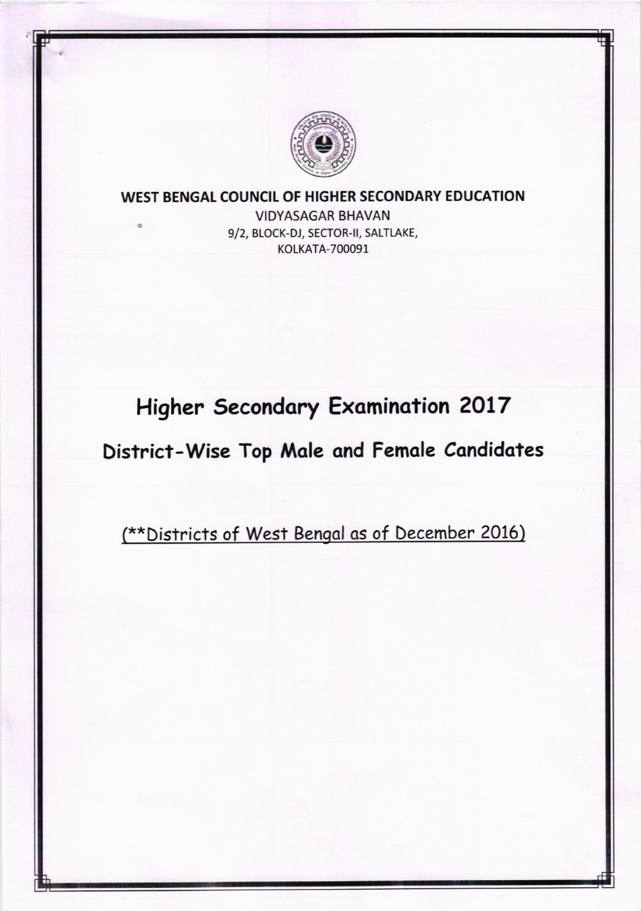**WEST BENGAL COUNCIL OF HIGHER SECONDARY EDUCATION**

VIDYASAGAR BHAVAN

9/2, BLOCK-DJ, SECTOR-II, SALTLAKE,

KOLKATA-700091

# Higher Secondary Examination 2017

## District-Wise Top Male and Female Candidates

(**Districts of West Bengal as of December 2016)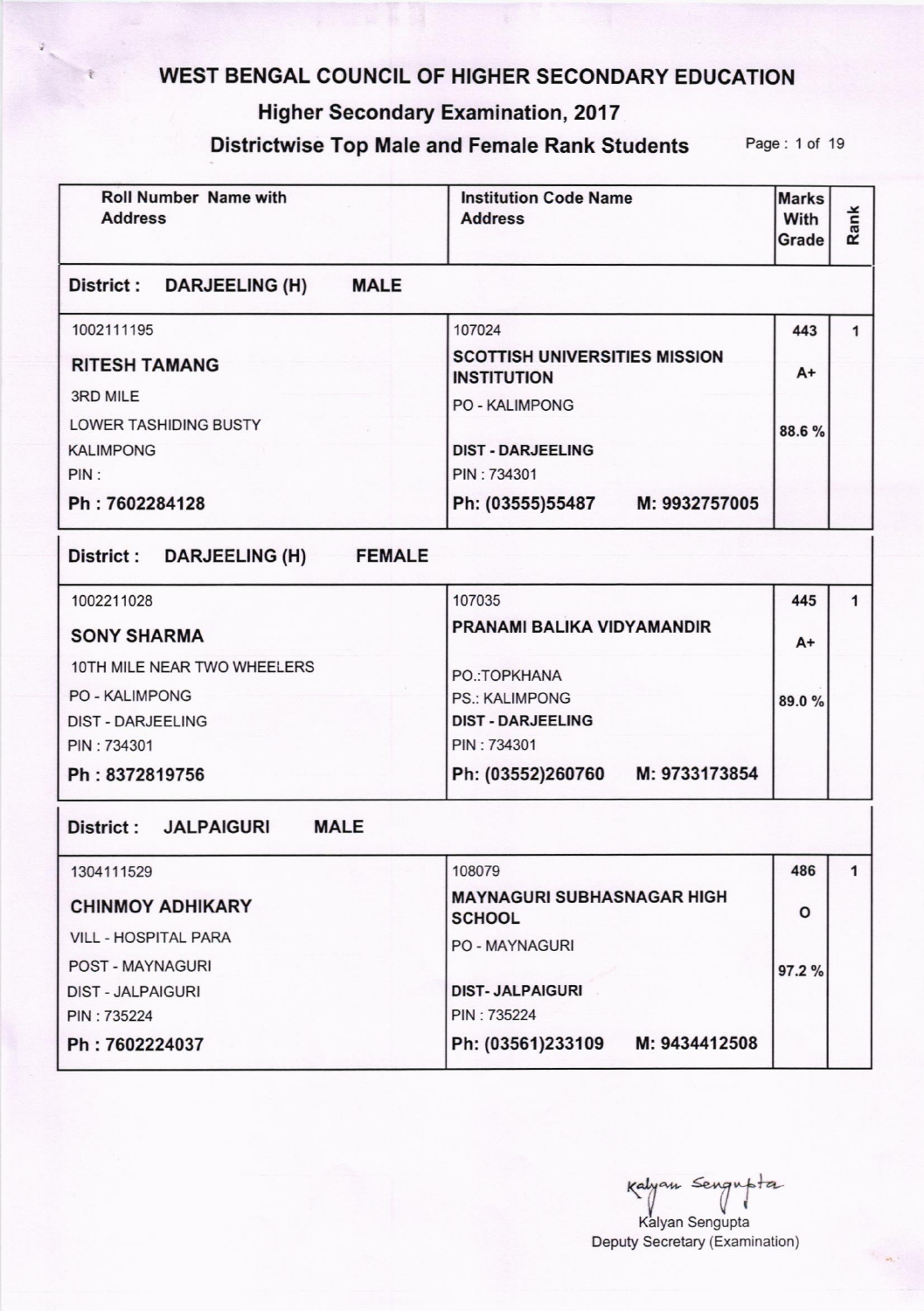# WEST BENGAL COUNCIL OF HIGHER SECONDARY EDUCATION

## Higher Secondary Examination, 2017

### Districtwise Top Male and Female Rank Students

| Roll Number Name with Address | Institution Code Name Address | Marks With Grade | Rank |
|---|---|---|---|
| **District : DARJEELING (H) MALE** | | | |
| 1002111195<br>**RITESH TAMANG**<br>3RD MILE<br>LOWER TASHIDING BUSTY<br>KALIMPONG<br>PIN :<br>**Ph : 7602284128** | 107024<br>**SCOTTISH UNIVERSITIES MISSION INSTITUTION**<br>PO - KALIMPONG<br>**DIST - DARJEELING**<br>PIN : 734301<br>**Ph: (03555)55487 M: 9932757005** | 443<br>A+<br>88.6 % | 1 |
| **District : DARJEELING (H) FEMALE** | | | |
| 1002211028<br>**SONY SHARMA**<br>10TH MILE NEAR TWO WHEELERS<br>PO - KALIMPONG<br>DIST - DARJEELING<br>PIN : 734301<br>**Ph : 8372819756** | 107035<br>**PRANAMI BALIKA VIDYAMANDIR**<br>PO.:TOPKHANA<br>PS.: KALIMPONG<br>**DIST - DARJEELING**<br>PIN : 734301<br>**Ph: (03552)260760 M: 9733173854** | 445<br>A+<br>89.0 % | 1 |
| **District : JALPAIGURI MALE** | | | |
| 1304111529<br>**CHINMOY ADHIKARY**<br>VILL - HOSPITAL PARA<br>POST - MAYNAGURI<br>DIST - JALPAIGURI<br>PIN : 735224<br>**Ph : 7602224037** | 108079<br>**MAYNAGURI SUBHASNAGAR HIGH SCHOOL**<br>PO - MAYNAGURI<br>**DIST- JALPAIGURI**<br>PIN : 735224<br>**Ph: (03561)233109 M: 9434412508** | 486<br>O<br>97.2 % | 1 |

Kalyan Sengupta

Kalyan Sengupta
Deputy Secretary (Examination)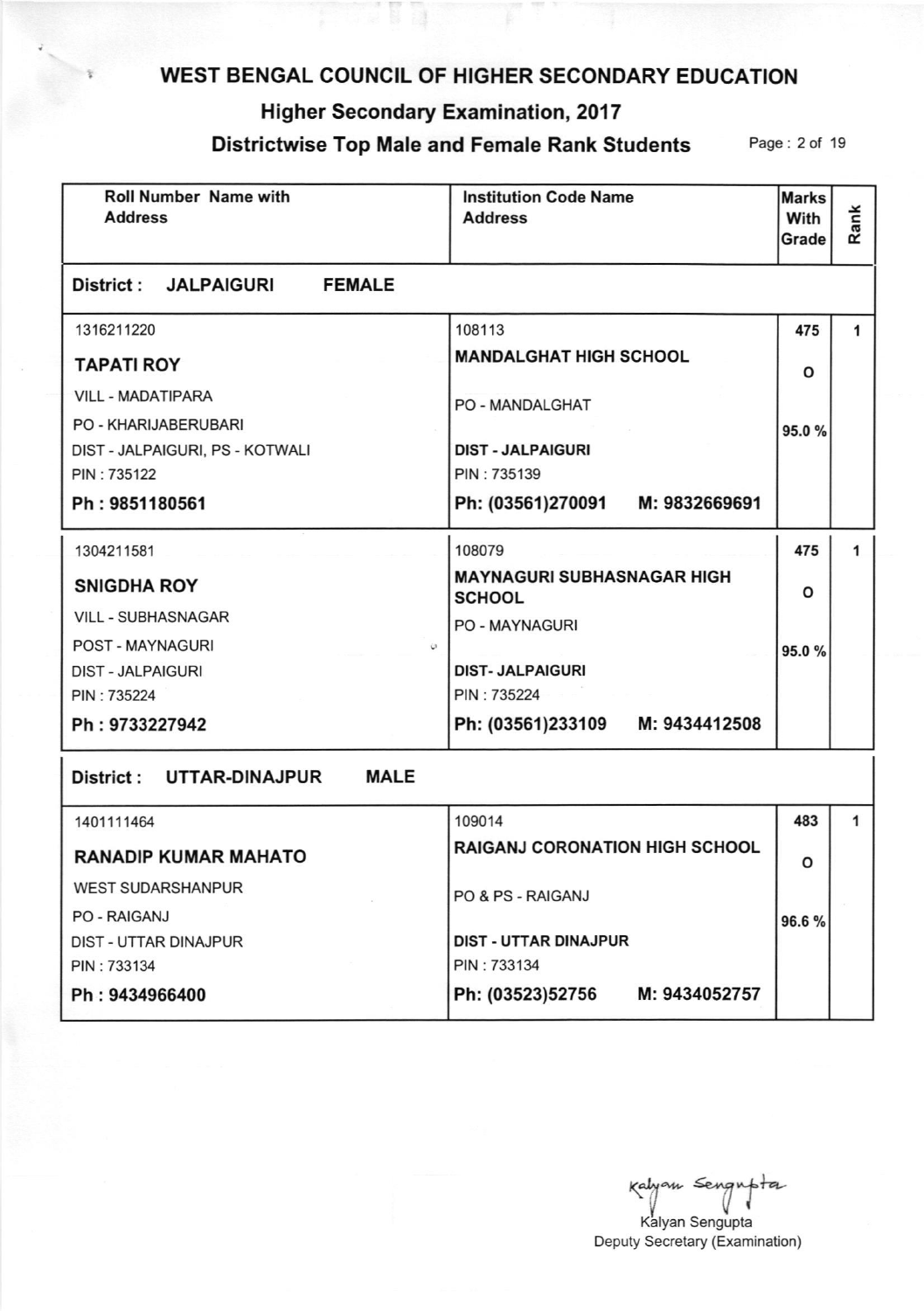# WEST BENGAL COUNCIL OF HIGHER SECONDARY EDUCATION

## Higher Secondary Examination, 2017

### Districtwise Top Male and Female Rank Students

| Roll Number Name with Address | Institution Code Name Address | Marks With Grade | Rank |
|---|---|---|---|
| **District : JALPAIGURI FEMALE** | | | |
| 1316211220<br>**TAPATI ROY**<br>VILL - MADATIPARA<br>PO - KHARIJABERUBARI<br>DIST - JALPAIGURI, PS - KOTWALI<br>PIN : 735122<br>**Ph : 9851180561** | 108113<br>**MANDALGHAT HIGH SCHOOL**<br>PO - MANDALGHAT<br>**DIST - JALPAIGURI**<br>PIN : 735139<br>**Ph: (03561)270091 M: 9832669691** | 475<br>O<br>95.0 % | 1 |
| 1304211581<br>**SNIGDHA ROY**<br>VILL - SUBHASNAGAR<br>POST - MAYNAGURI<br>DIST - JALPAIGURI<br>PIN : 735224<br>**Ph : 9733227942** | 108079<br>**MAYNAGURI SUBHASNAGAR HIGH SCHOOL**<br>PO - MAYNAGURI<br>**DIST- JALPAIGURI**<br>PIN : 735224<br>**Ph: (03561)233109 M: 9434412508** | 475<br>O<br>95.0 % | 1 |
| **District : UTTAR-DINAJPUR MALE** | | | |
| 1401111464<br>**RANADIP KUMAR MAHATO**<br>WEST SUDARSHANPUR<br>PO - RAIGANJ<br>DIST - UTTAR DINAJPUR<br>PIN : 733134<br>**Ph : 9434966400** | 109014<br>**RAIGANJ CORONATION HIGH SCHOOL**<br>PO & PS - RAIGANJ<br>**DIST - UTTAR DINAJPUR**<br>PIN : 733134<br>**Ph: (03523)52756 M: 9434052757** | 483<br>O<br>96.6 % | 1 |

Kalyan Sengupta
Deputy Secretary (Examination)